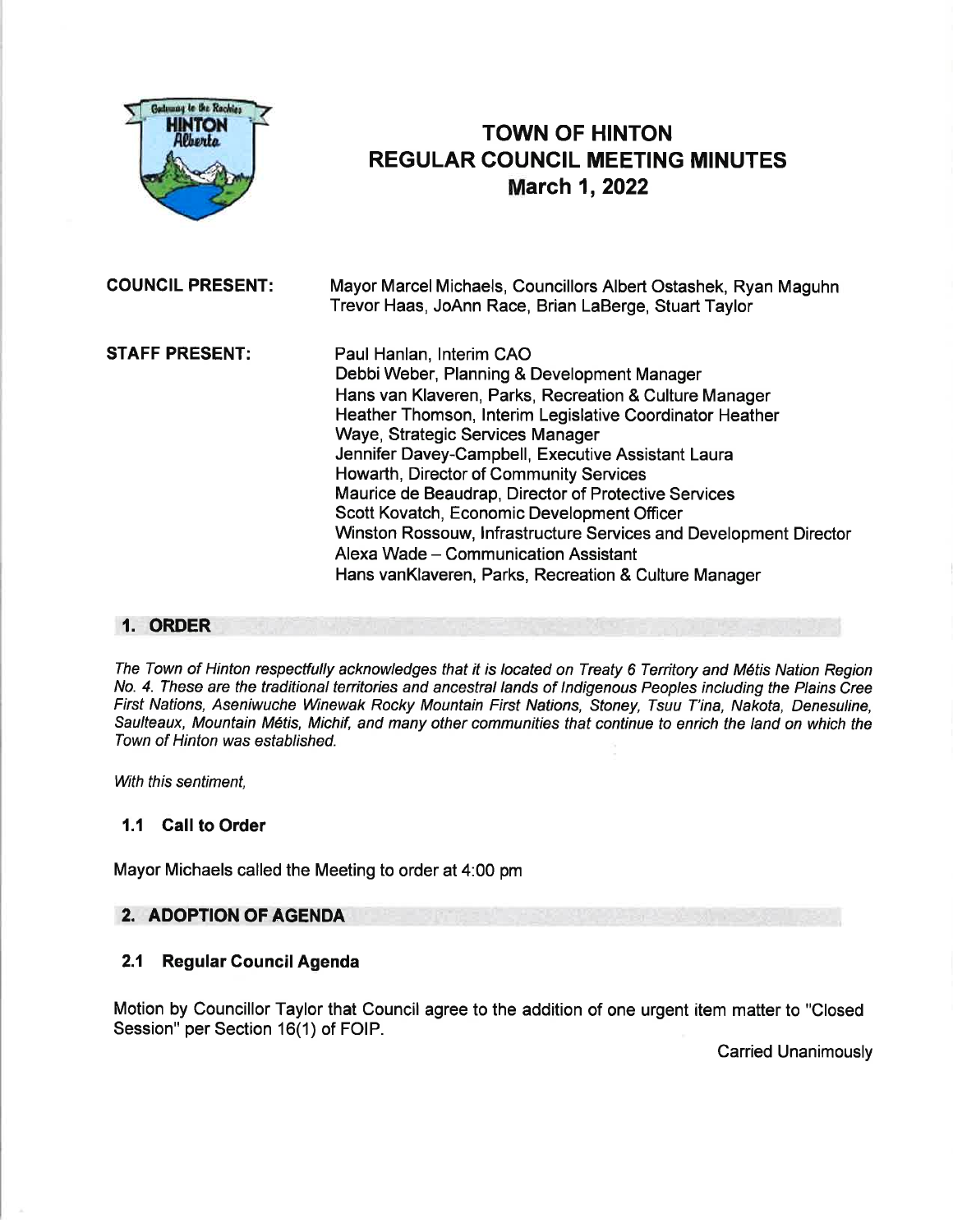# TOWN OF HINTON
# REGULAR COUNCIL MEETING MINUTES
## March 1, 2022

**COUNCIL PRESENT:** Mayor Marcel Michaels, Councillors Albert Ostashek, Ryan Maguhn Trevor Haas, JoAnn Race, Brian LaBerge, Stuart Taylor

**STAFF PRESENT:**
Paul Hanlan, Interim CAO
Debbi Weber, Planning & Development Manager
Hans van Klaveren, Parks, Recreation & Culture Manager
Heather Thomson, Interim Legislative Coordinator Heather
Waye, Strategic Services Manager
Jennifer Davey-Campbell, Executive Assistant Laura
Howarth, Director of Community Services
Maurice de Beaudrap, Director of Protective Services
Scott Kovatch, Economic Development Officer
Winston Rossouw, Infrastructure Services and Development Director
Alexa Wade – Communication Assistant
Hans vanKlaveren, Parks, Recreation & Culture Manager

## 1. ORDER

*The Town of Hinton respectfully acknowledges that it is located on Treaty 6 Territory and Métis Nation Region No. 4. These are the traditional territories and ancestral lands of Indigenous Peoples including the Plains Cree First Nations, Aseniwuche Winewak Rocky Mountain First Nations, Stoney, Tsuu T'ina, Nakota, Denesuline, Saulteaux, Mountain Métis, Michif, and many other communities that continue to enrich the land on which the Town of Hinton was established.*

*With this sentiment,*

### 1.1 Call to Order

Mayor Michaels called the Meeting to order at 4:00 pm

## 2. ADOPTION OF AGENDA

### 2.1 Regular Council Agenda

Motion by Councillor Taylor that Council agree to the addition of one urgent item matter to "Closed Session" per Section 16(1) of FOIP.

Carried Unanimously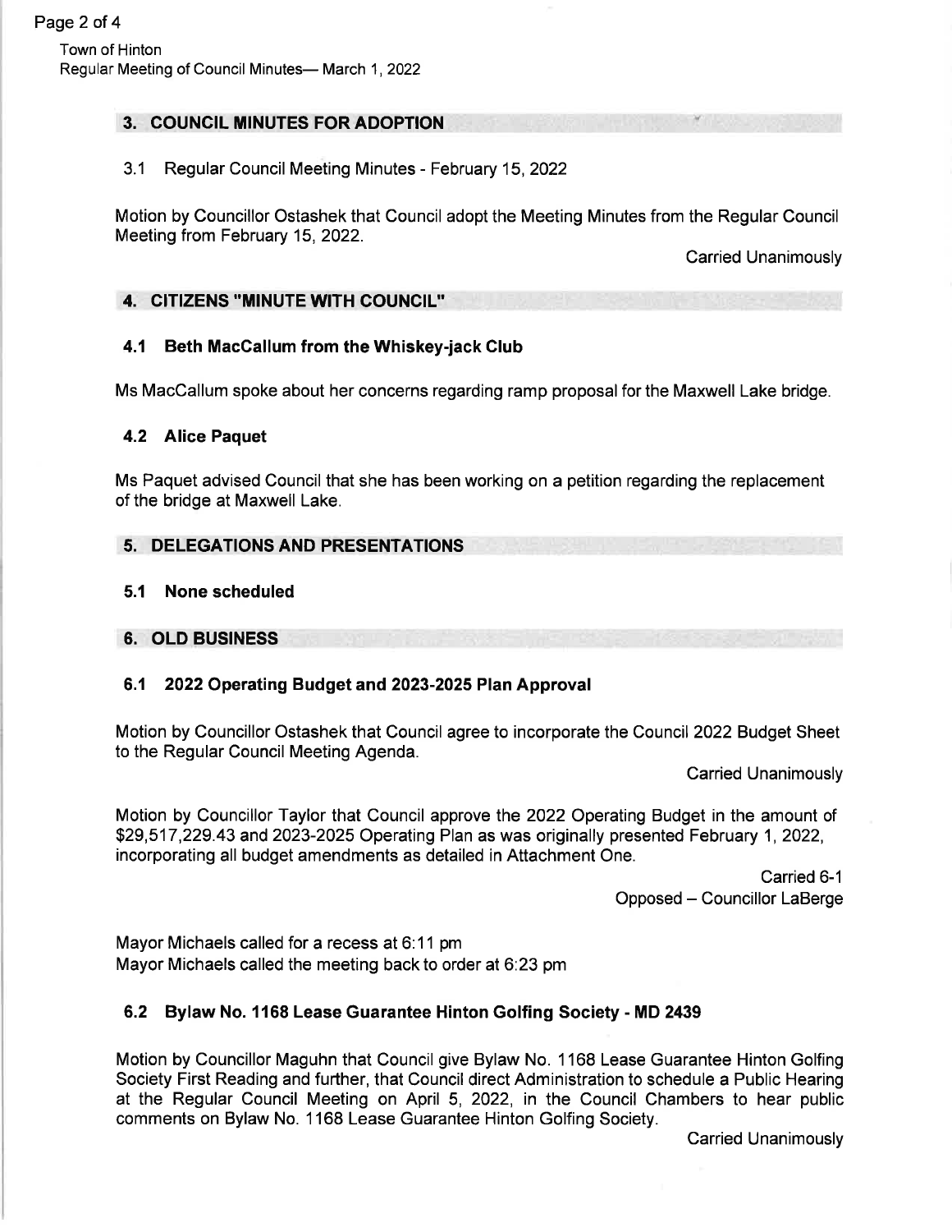## 3. COUNCIL MINUTES FOR ADOPTION

3.1 Regular Council Meeting Minutes - February 15, 2022

Motion by Councillor Ostashek that Council adopt the Meeting Minutes from the Regular Council Meeting from February 15, 2022.

Carried Unanimously

## 4. CITIZENS "MINUTE WITH COUNCIL"

### 4.1 Beth MacCallum from the Whiskey-jack Club

Ms MacCallum spoke about her concerns regarding ramp proposal for the Maxwell Lake bridge.

### 4.2 Alice Paquet

Ms Paquet advised Council that she has been working on a petition regarding the replacement of the bridge at Maxwell Lake.

## 5. DELEGATIONS AND PRESENTATIONS

### 5.1 None scheduled

## 6. OLD BUSINESS

### 6.1 2022 Operating Budget and 2023-2025 Plan Approval

Motion by Councillor Ostashek that Council agree to incorporate the Council 2022 Budget Sheet to the Regular Council Meeting Agenda.

Carried Unanimously

Motion by Councillor Taylor that Council approve the 2022 Operating Budget in the amount of $29,517,229.43 and 2023-2025 Operating Plan as was originally presented February 1, 2022, incorporating all budget amendments as detailed in Attachment One.

Carried 6-1
Opposed – Councillor LaBerge

Mayor Michaels called for a recess at 6:11 pm
Mayor Michaels called the meeting back to order at 6:23 pm

### 6.2 Bylaw No. 1168 Lease Guarantee Hinton Golfing Society - MD 2439

Motion by Councillor Maguhn that Council give Bylaw No. 1168 Lease Guarantee Hinton Golfing Society First Reading and further, that Council direct Administration to schedule a Public Hearing at the Regular Council Meeting on April 5, 2022, in the Council Chambers to hear public comments on Bylaw No. 1168 Lease Guarantee Hinton Golfing Society.

Carried Unanimously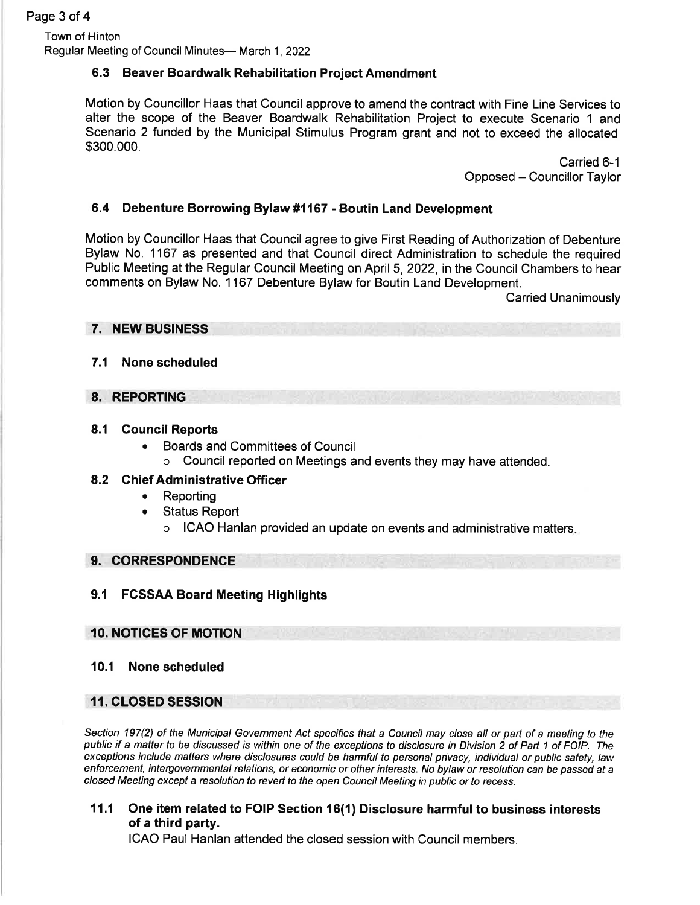### 6.3 Beaver Boardwalk Rehabilitation Project Amendment

Motion by Councillor Haas that Council approve to amend the contract with Fine Line Services to alter the scope of the Beaver Boardwalk Rehabilitation Project to execute Scenario 1 and Scenario 2 funded by the Municipal Stimulus Program grant and not to exceed the allocated $300,000.

Carried 6-1
Opposed – Councillor Taylor

### 6.4 Debenture Borrowing Bylaw #1167 - Boutin Land Development

Motion by Councillor Haas that Council agree to give First Reading of Authorization of Debenture Bylaw No. 1167 as presented and that Council direct Administration to schedule the required Public Meeting at the Regular Council Meeting on April 5, 2022, in the Council Chambers to hear comments on Bylaw No. 1167 Debenture Bylaw for Boutin Land Development.

Carried Unanimously

## 7. NEW BUSINESS

### 7.1 None scheduled

## 8. REPORTING

### 8.1 Council Reports

- Boards and Committees of Council
  - Council reported on Meetings and events they may have attended.

### 8.2 Chief Administrative Officer

- Reporting
- Status Report
  - ICAO Hanlan provided an update on events and administrative matters.

## 9. CORRESPONDENCE

### 9.1 FCSSAA Board Meeting Highlights

## 10. NOTICES OF MOTION

### 10.1 None scheduled

## 11. CLOSED SESSION

*Section 197(2) of the Municipal Government Act specifies that a Council may close all or part of a meeting to the public if a matter to be discussed is within one of the exceptions to disclosure in Division 2 of Part 1 of FOIP. The exceptions include matters where disclosures could be harmful to personal privacy, individual or public safety, law enforcement, intergovernmental relations, or economic or other interests. No bylaw or resolution can be passed at a closed Meeting except a resolution to revert to the open Council Meeting in public or to recess.*

### 11.1 One item related to FOIP Section 16(1) Disclosure harmful to business interests of a third party.

ICAO Paul Hanlan attended the closed session with Council members.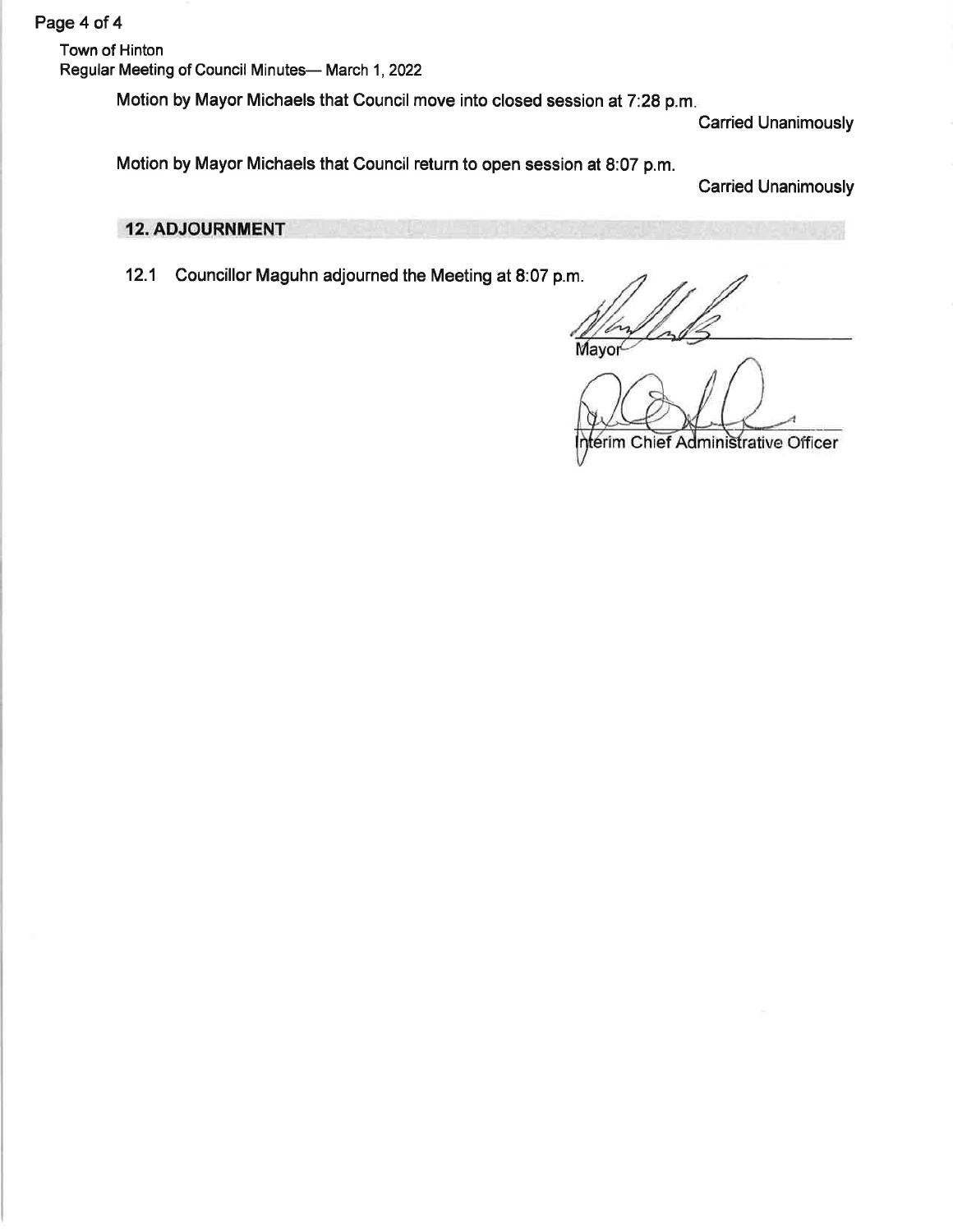Motion by Mayor Michaels that Council move into closed session at 7:28 p.m.

Carried Unanimously

Motion by Mayor Michaels that Council return to open session at 8:07 p.m.

Carried Unanimously

## 12. ADJOURNMENT

12.1 Councillor Maguhn adjourned the Meeting at 8:07 p.m.

Mayor

Interim Chief Administrative Officer